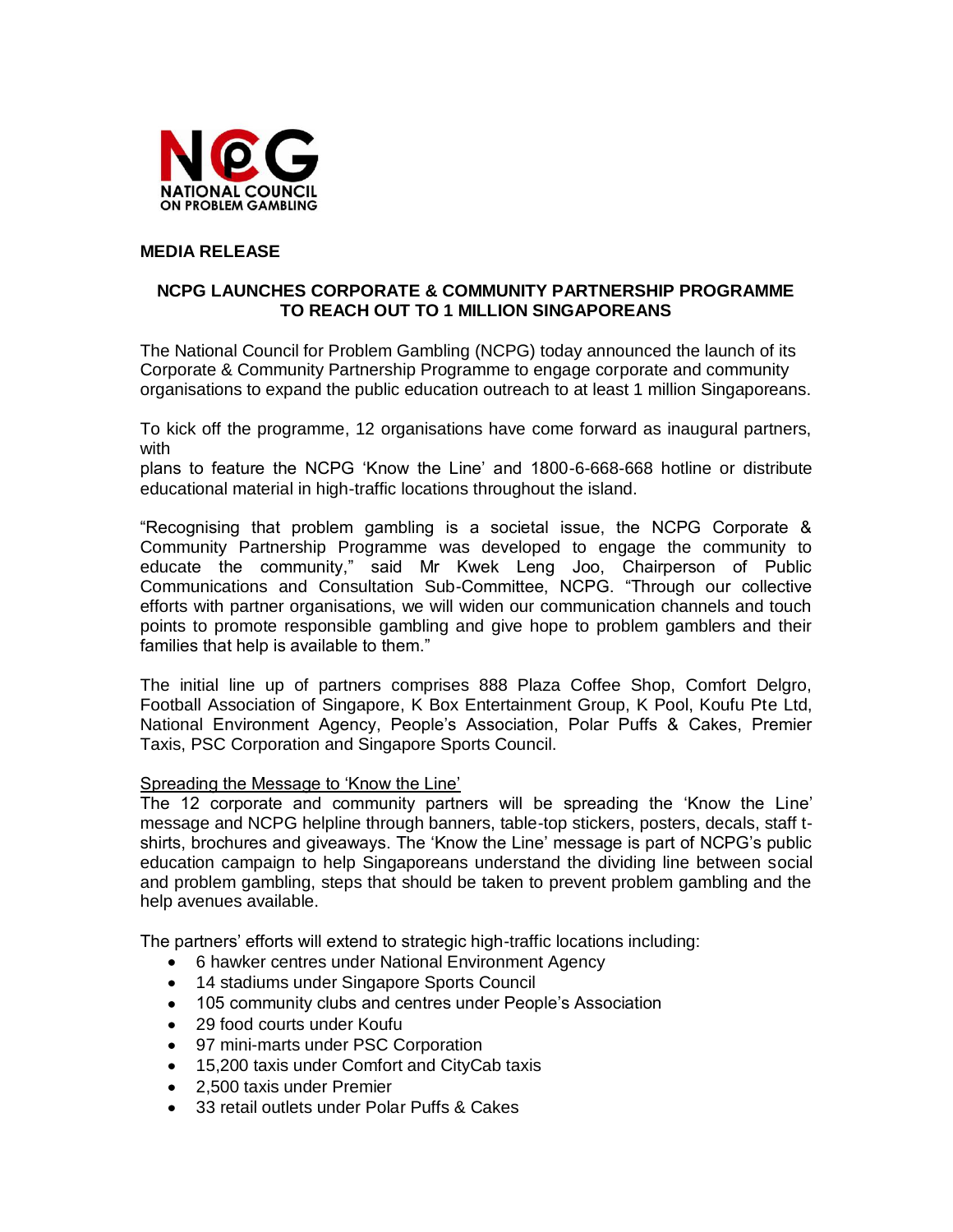NCPG
NATIONAL COUNCIL
ON PROBLEM GAMBLING

**MEDIA RELEASE**

## NCPG LAUNCHES CORPORATE & COMMUNITY PARTNERSHIP PROGRAMME TO REACH OUT TO 1 MILLION SINGAPOREANS

The National Council for Problem Gambling (NCPG) today announced the launch of its Corporate & Community Partnership Programme to engage corporate and community organisations to expand the public education outreach to at least 1 million Singaporeans.

To kick off the programme, 12 organisations have come forward as inaugural partners, with plans to feature the NCPG 'Know the Line' and 1800-6-668-668 hotline or distribute educational material in high-traffic locations throughout the island.

"Recognising that problem gambling is a societal issue, the NCPG Corporate & Community Partnership Programme was developed to engage the community to educate the community," said Mr Kwek Leng Joo, Chairperson of Public Communications and Consultation Sub-Committee, NCPG. "Through our collective efforts with partner organisations, we will widen our communication channels and touch points to promote responsible gambling and give hope to problem gamblers and their families that help is available to them."

The initial line up of partners comprises 888 Plaza Coffee Shop, Comfort Delgro, Football Association of Singapore, K Box Entertainment Group, K Pool, Koufu Pte Ltd, National Environment Agency, People's Association, Polar Puffs & Cakes, Premier Taxis, PSC Corporation and Singapore Sports Council.

<u>Spreading the Message to 'Know the Line'</u>

The 12 corporate and community partners will be spreading the 'Know the Line' message and NCPG helpline through banners, table-top stickers, posters, decals, staff t-shirts, brochures and giveaways. The 'Know the Line' message is part of NCPG's public education campaign to help Singaporeans understand the dividing line between social and problem gambling, steps that should be taken to prevent problem gambling and the help avenues available.

The partners' efforts will extend to strategic high-traffic locations including:

- 6 hawker centres under National Environment Agency
- 14 stadiums under Singapore Sports Council
- 105 community clubs and centres under People's Association
- 29 food courts under Koufu
- 97 mini-marts under PSC Corporation
- 15,200 taxis under Comfort and CityCab taxis
- 2,500 taxis under Premier
- 33 retail outlets under Polar Puffs & Cakes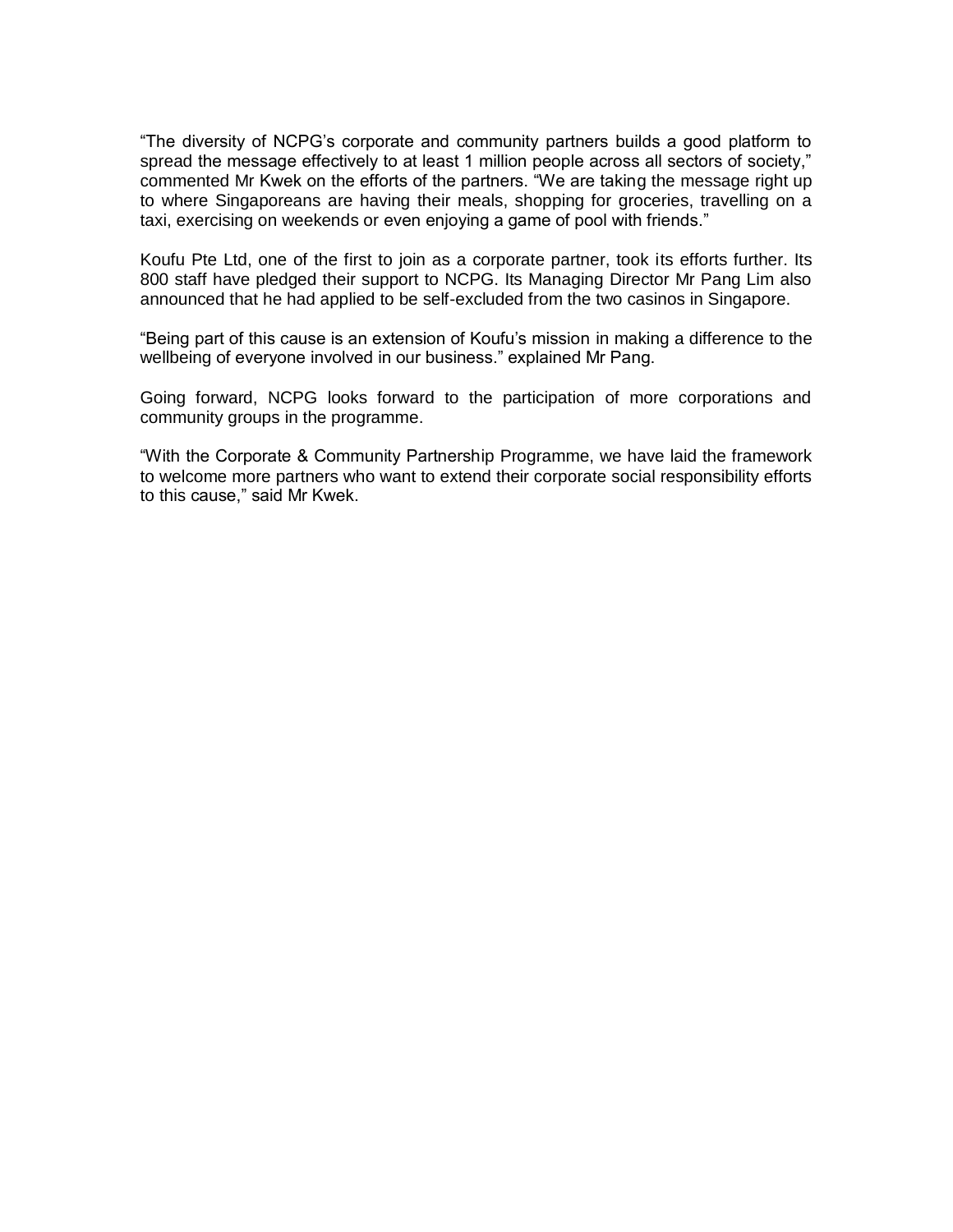"The diversity of NCPG's corporate and community partners builds a good platform to spread the message effectively to at least 1 million people across all sectors of society," commented Mr Kwek on the efforts of the partners. "We are taking the message right up to where Singaporeans are having their meals, shopping for groceries, travelling on a taxi, exercising on weekends or even enjoying a game of pool with friends."

Koufu Pte Ltd, one of the first to join as a corporate partner, took its efforts further. Its 800 staff have pledged their support to NCPG. Its Managing Director Mr Pang Lim also announced that he had applied to be self-excluded from the two casinos in Singapore.

"Being part of this cause is an extension of Koufu's mission in making a difference to the wellbeing of everyone involved in our business." explained Mr Pang.

Going forward, NCPG looks forward to the participation of more corporations and community groups in the programme.

"With the Corporate & Community Partnership Programme, we have laid the framework to welcome more partners who want to extend their corporate social responsibility efforts to this cause," said Mr Kwek.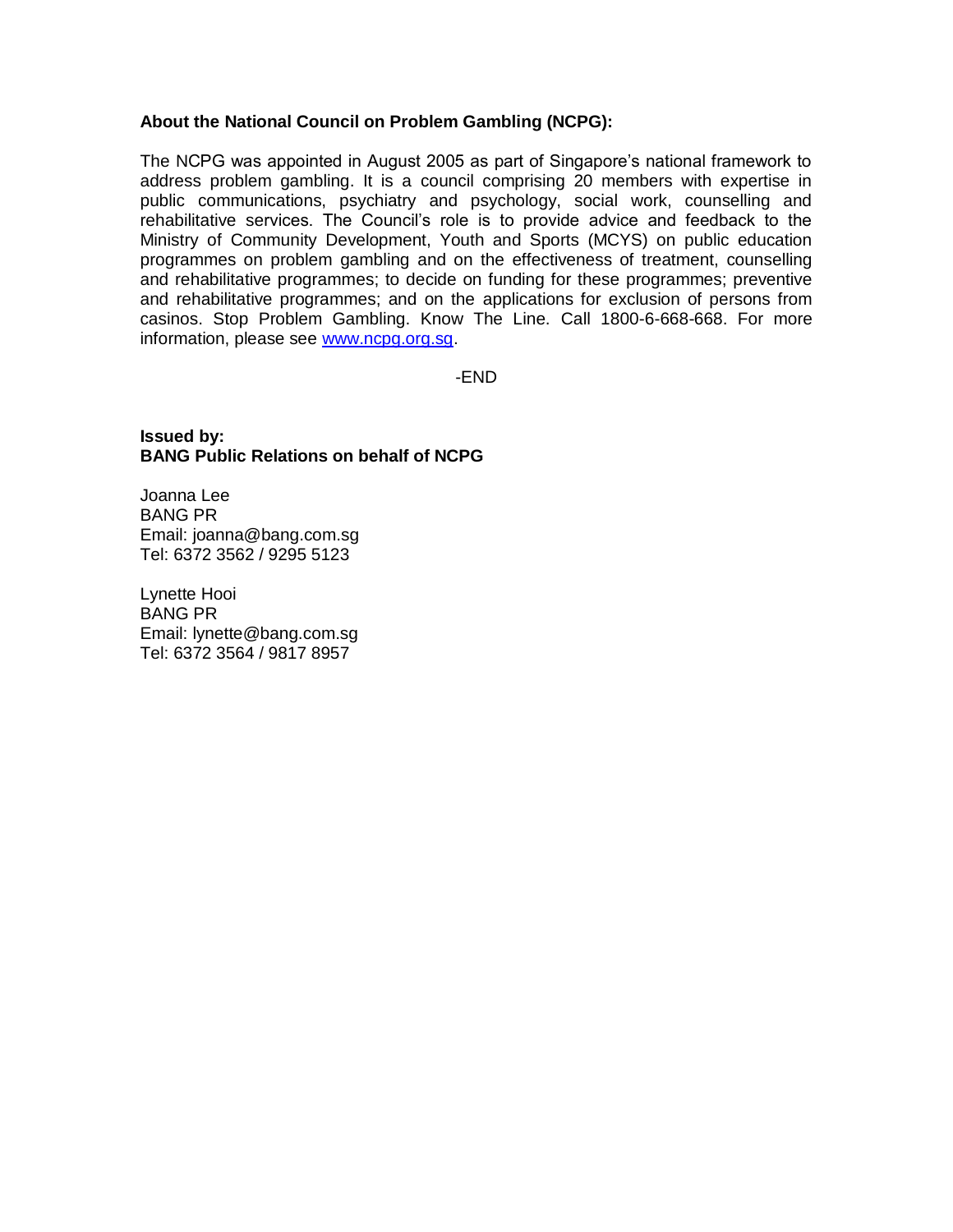**About the National Council on Problem Gambling (NCPG):**

The NCPG was appointed in August 2005 as part of Singapore's national framework to address problem gambling. It is a council comprising 20 members with expertise in public communications, psychiatry and psychology, social work, counselling and rehabilitative services. The Council's role is to provide advice and feedback to the Ministry of Community Development, Youth and Sports (MCYS) on public education programmes on problem gambling and on the effectiveness of treatment, counselling and rehabilitative programmes; to decide on funding for these programmes; preventive and rehabilitative programmes; and on the applications for exclusion of persons from casinos. Stop Problem Gambling. Know The Line. Call 1800-6-668-668. For more information, please see www.ncpg.org.sg.

-END

**Issued by:**
**BANG Public Relations on behalf of NCPG**

Joanna Lee
BANG PR
Email: joanna@bang.com.sg
Tel: 6372 3562 / 9295 5123

Lynette Hooi
BANG PR
Email: lynette@bang.com.sg
Tel: 6372 3564 / 9817 8957